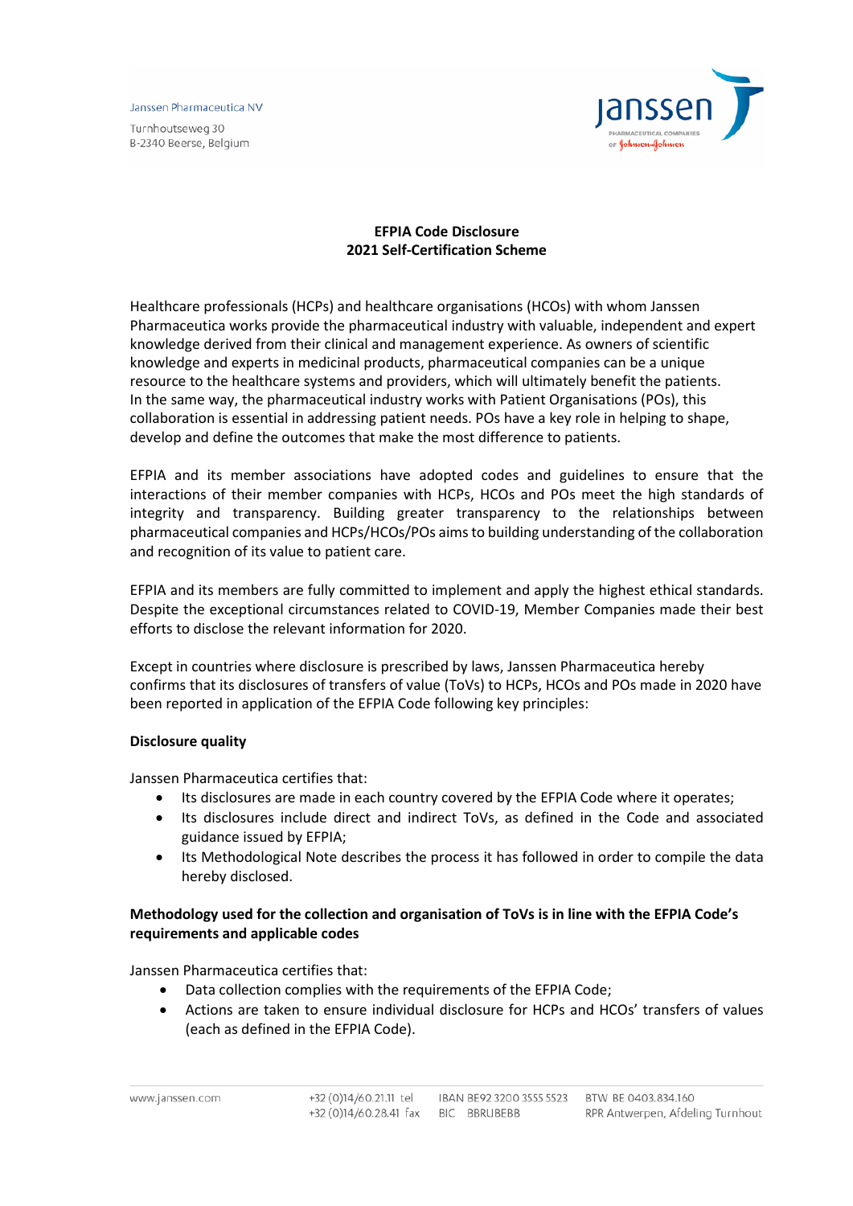Janssen Pharmaceutica NV

Turnhoutseweg 30
B-2340 Beerse, Belgium

**EFPIA Code Disclosure**
**2021 Self-Certification Scheme**

Healthcare professionals (HCPs) and healthcare organisations (HCOs) with whom Janssen Pharmaceutica works provide the pharmaceutical industry with valuable, independent and expert knowledge derived from their clinical and management experience. As owners of scientific knowledge and experts in medicinal products, pharmaceutical companies can be a unique resource to the healthcare systems and providers, which will ultimately benefit the patients. In the same way, the pharmaceutical industry works with Patient Organisations (POs), this collaboration is essential in addressing patient needs. POs have a key role in helping to shape, develop and define the outcomes that make the most difference to patients.

EFPIA and its member associations have adopted codes and guidelines to ensure that the interactions of their member companies with HCPs, HCOs and POs meet the high standards of integrity and transparency. Building greater transparency to the relationships between pharmaceutical companies and HCPs/HCOs/POs aims to building understanding of the collaboration and recognition of its value to patient care.

EFPIA and its members are fully committed to implement and apply the highest ethical standards. Despite the exceptional circumstances related to COVID-19, Member Companies made their best efforts to disclose the relevant information for 2020.

Except in countries where disclosure is prescribed by laws, Janssen Pharmaceutica hereby confirms that its disclosures of transfers of value (ToVs) to HCPs, HCOs and POs made in 2020 have been reported in application of the EFPIA Code following key principles:

**Disclosure quality**

Janssen Pharmaceutica certifies that:

- Its disclosures are made in each country covered by the EFPIA Code where it operates;
- Its disclosures include direct and indirect ToVs, as defined in the Code and associated guidance issued by EFPIA;
- Its Methodological Note describes the process it has followed in order to compile the data hereby disclosed.

**Methodology used for the collection and organisation of ToVs is in line with the EFPIA Code's requirements and applicable codes**

Janssen Pharmaceutica certifies that:

- Data collection complies with the requirements of the EFPIA Code;
- Actions are taken to ensure individual disclosure for HCPs and HCOs' transfers of values (each as defined in the EFPIA Code).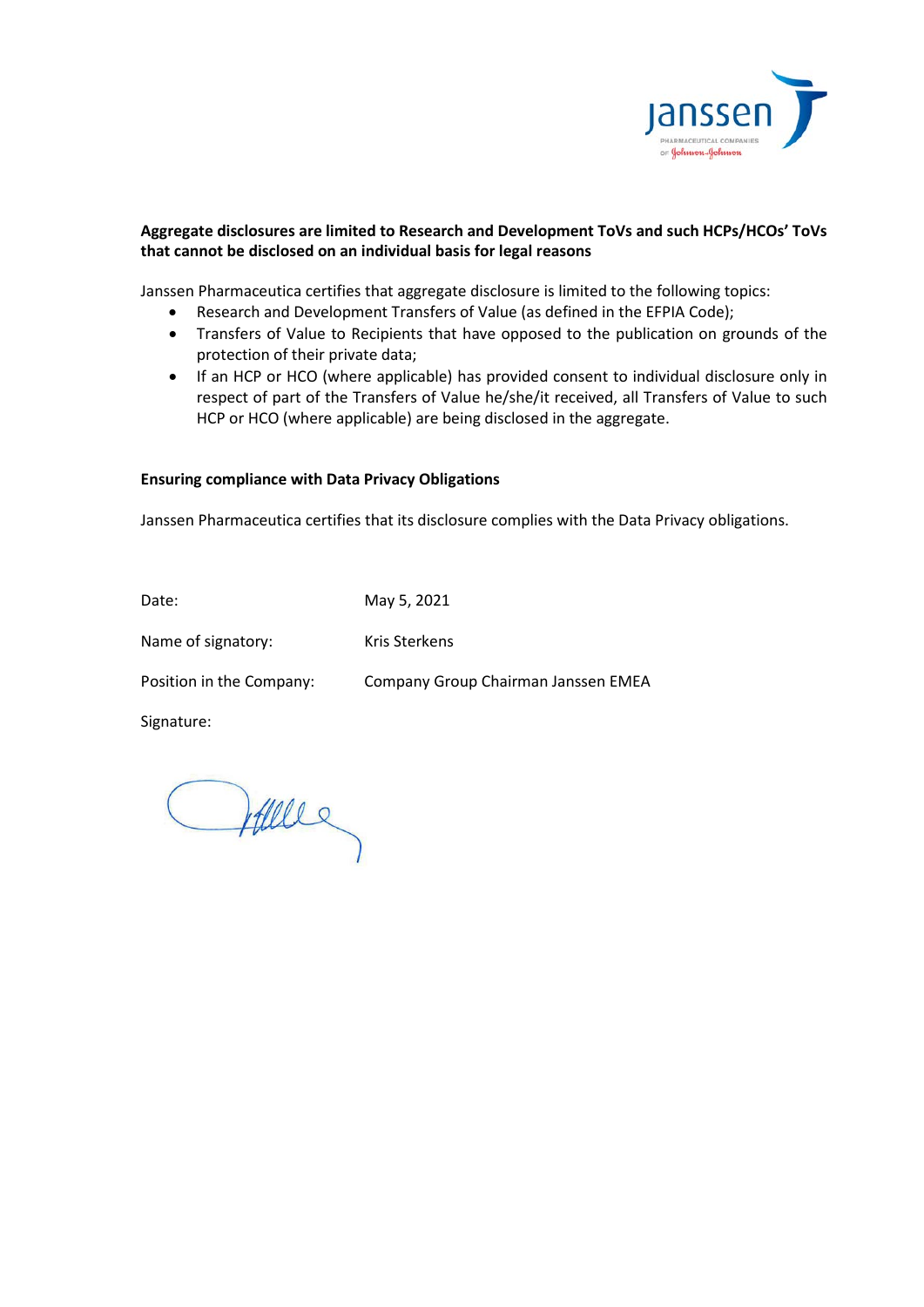**Aggregate disclosures are limited to Research and Development ToVs and such HCPs/HCOs' ToVs that cannot be disclosed on an individual basis for legal reasons**

Janssen Pharmaceutica certifies that aggregate disclosure is limited to the following topics:

- Research and Development Transfers of Value (as defined in the EFPIA Code);
- Transfers of Value to Recipients that have opposed to the publication on grounds of the protection of their private data;
- If an HCP or HCO (where applicable) has provided consent to individual disclosure only in respect of part of the Transfers of Value he/she/it received, all Transfers of Value to such HCP or HCO (where applicable) are being disclosed in the aggregate.

**Ensuring compliance with Data Privacy Obligations**

Janssen Pharmaceutica certifies that its disclosure complies with the Data Privacy obligations.

| | |
|---|---|
| Date: | May 5, 2021 |
| Name of signatory: | Kris Sterkens |
| Position in the Company: | Company Group Chairman Janssen EMEA |

Signature: